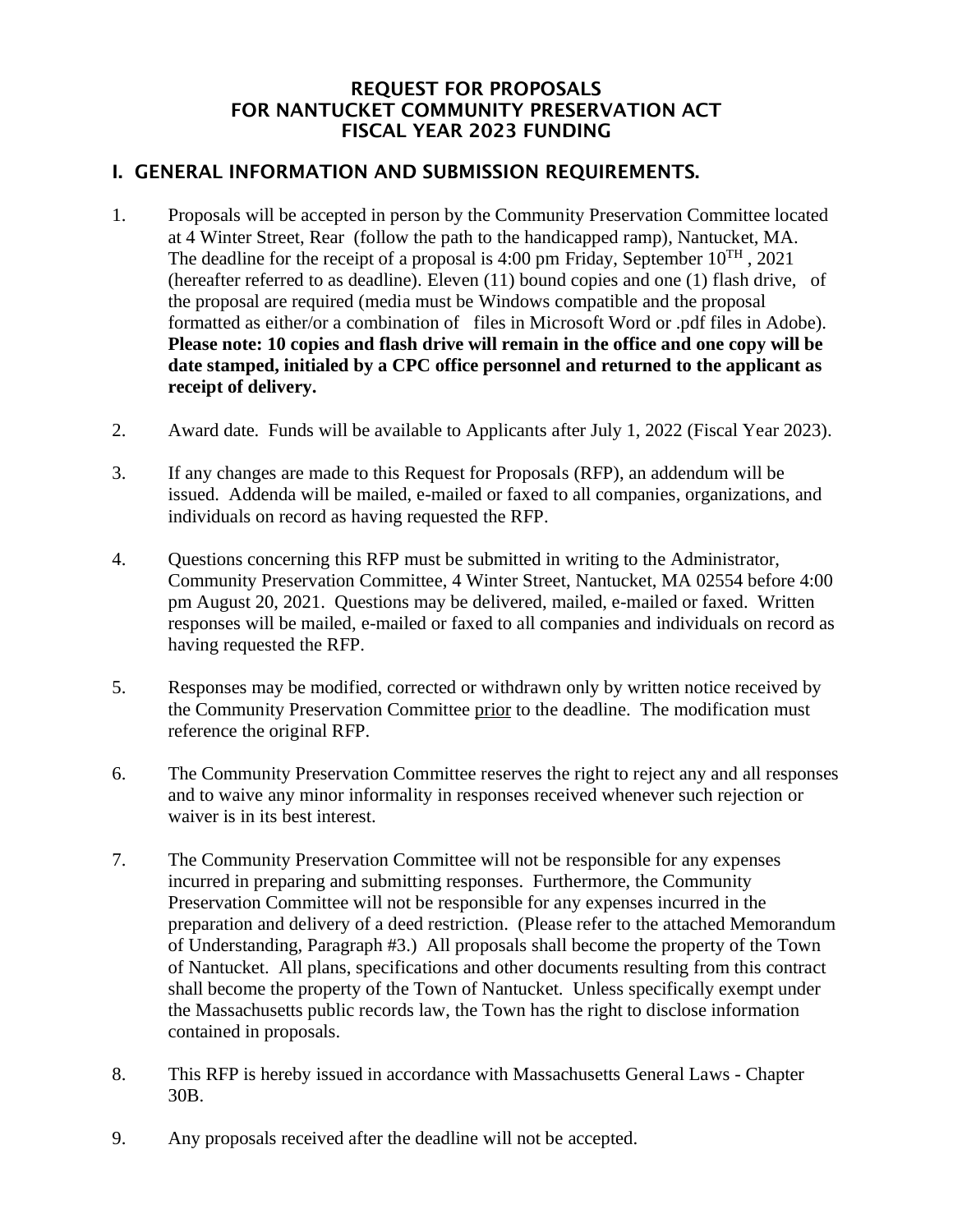# REQUEST FOR PROPOSALS
# FOR NANTUCKET COMMUNITY PRESERVATION ACT
# FISCAL YEAR 2023 FUNDING

## I. GENERAL INFORMATION AND SUBMISSION REQUIREMENTS.

1. Proposals will be accepted in person by the Community Preservation Committee located at 4 Winter Street, Rear (follow the path to the handicapped ramp), Nantucket, MA. The deadline for the receipt of a proposal is 4:00 pm Friday, September 10TH , 2021 (hereafter referred to as deadline). Eleven (11) bound copies and one (1) flash drive, of the proposal are required (media must be Windows compatible and the proposal formatted as either/or a combination of files in Microsoft Word or .pdf files in Adobe). **Please note: 10 copies and flash drive will remain in the office and one copy will be date stamped, initialed by a CPC office personnel and returned to the applicant as receipt of delivery.**

2. Award date. Funds will be available to Applicants after July 1, 2022 (Fiscal Year 2023).

3. If any changes are made to this Request for Proposals (RFP), an addendum will be issued. Addenda will be mailed, e-mailed or faxed to all companies, organizations, and individuals on record as having requested the RFP.

4. Questions concerning this RFP must be submitted in writing to the Administrator, Community Preservation Committee, 4 Winter Street, Nantucket, MA 02554 before 4:00 pm August 20, 2021. Questions may be delivered, mailed, e-mailed or faxed. Written responses will be mailed, e-mailed or faxed to all companies and individuals on record as having requested the RFP.

5. Responses may be modified, corrected or withdrawn only by written notice received by the Community Preservation Committee <u>prior</u> to the deadline. The modification must reference the original RFP.

6. The Community Preservation Committee reserves the right to reject any and all responses and to waive any minor informality in responses received whenever such rejection or waiver is in its best interest.

7. The Community Preservation Committee will not be responsible for any expenses incurred in preparing and submitting responses. Furthermore, the Community Preservation Committee will not be responsible for any expenses incurred in the preparation and delivery of a deed restriction. (Please refer to the attached Memorandum of Understanding, Paragraph #3.) All proposals shall become the property of the Town of Nantucket. All plans, specifications and other documents resulting from this contract shall become the property of the Town of Nantucket. Unless specifically exempt under the Massachusetts public records law, the Town has the right to disclose information contained in proposals.

8. This RFP is hereby issued in accordance with Massachusetts General Laws - Chapter 30B.

9. Any proposals received after the deadline will not be accepted.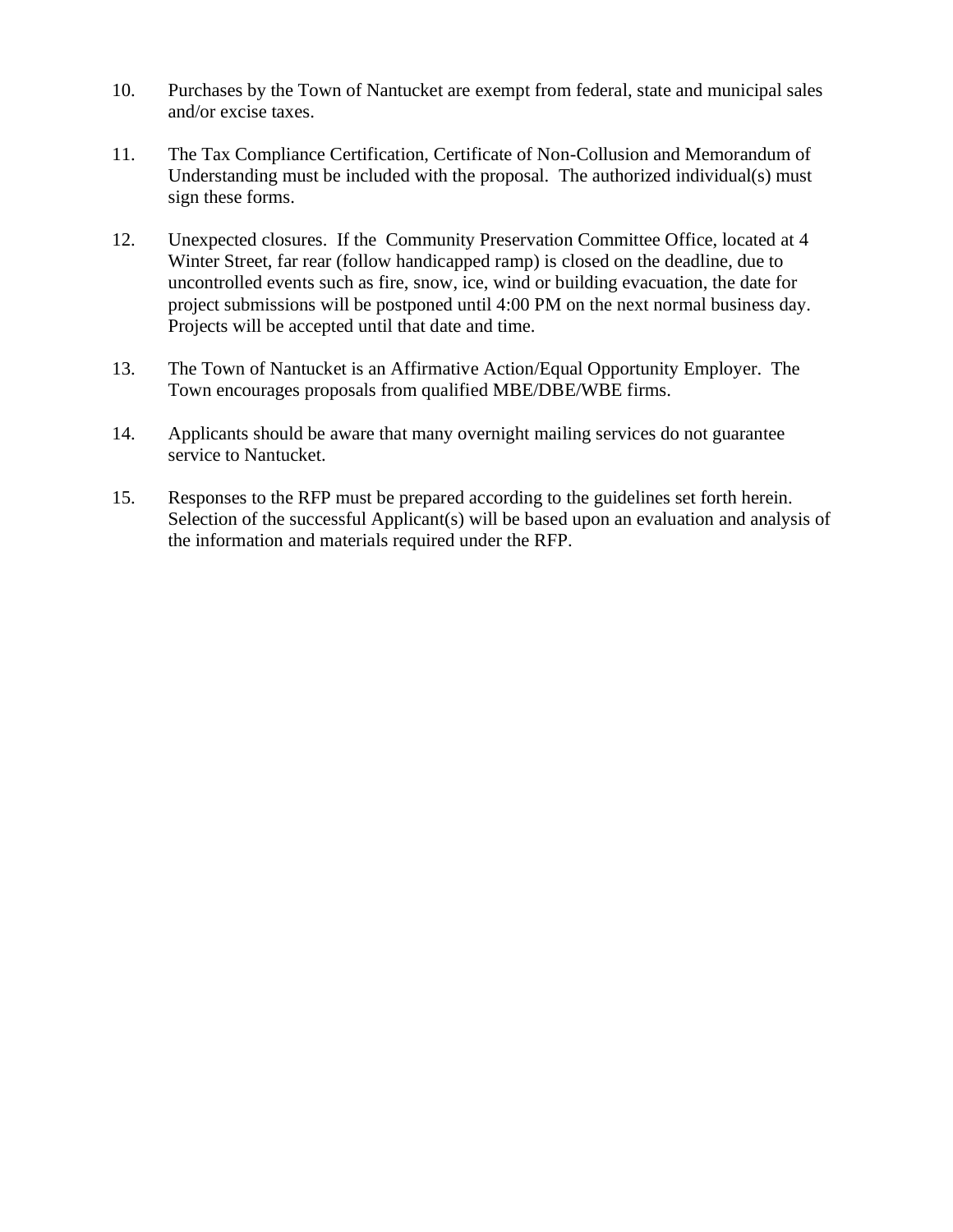10. Purchases by the Town of Nantucket are exempt from federal, state and municipal sales and/or excise taxes.

11. The Tax Compliance Certification, Certificate of Non-Collusion and Memorandum of Understanding must be included with the proposal. The authorized individual(s) must sign these forms.

12. Unexpected closures. If the Community Preservation Committee Office, located at 4 Winter Street, far rear (follow handicapped ramp) is closed on the deadline, due to uncontrolled events such as fire, snow, ice, wind or building evacuation, the date for project submissions will be postponed until 4:00 PM on the next normal business day. Projects will be accepted until that date and time.

13. The Town of Nantucket is an Affirmative Action/Equal Opportunity Employer. The Town encourages proposals from qualified MBE/DBE/WBE firms.

14. Applicants should be aware that many overnight mailing services do not guarantee service to Nantucket.

15. Responses to the RFP must be prepared according to the guidelines set forth herein. Selection of the successful Applicant(s) will be based upon an evaluation and analysis of the information and materials required under the RFP.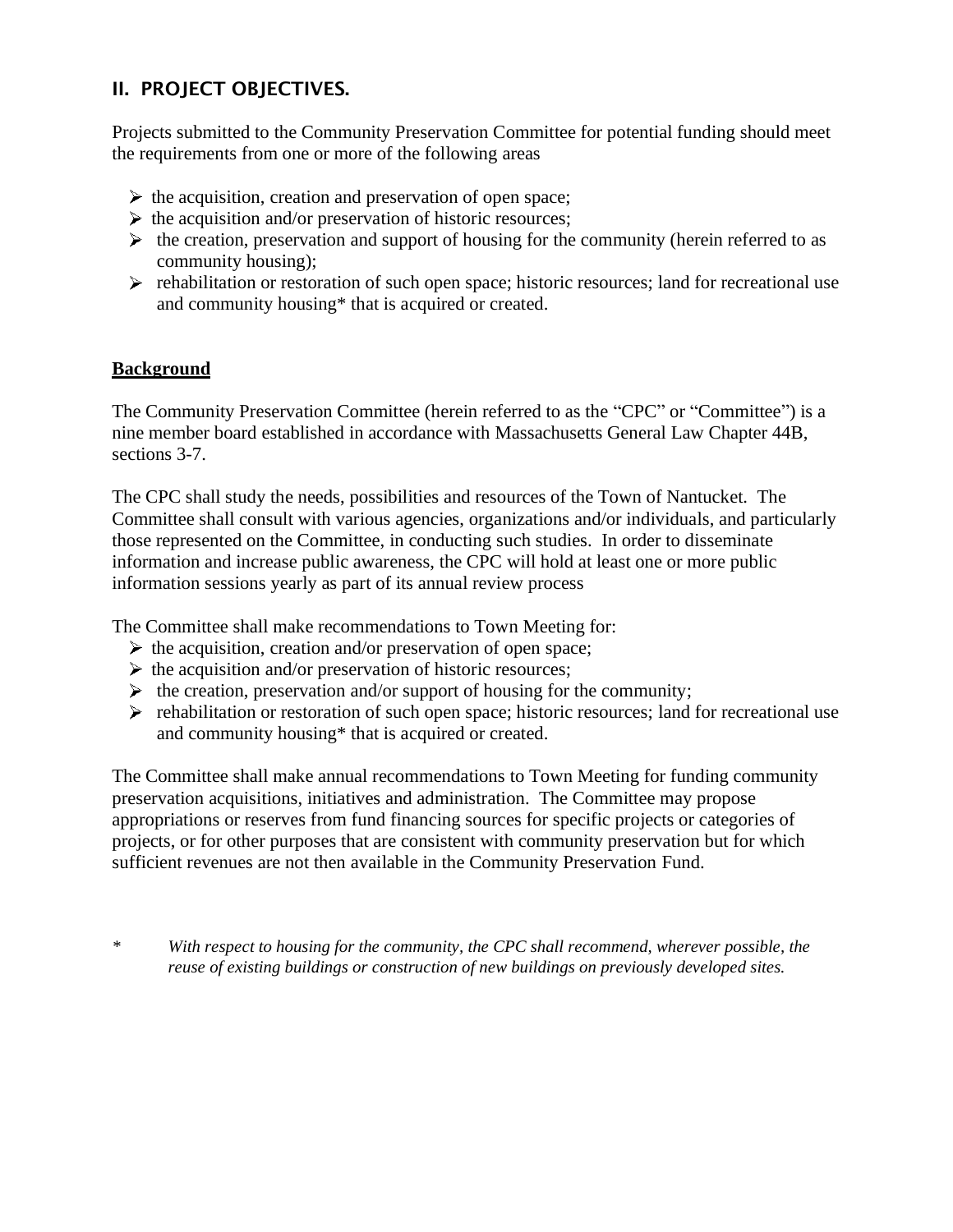## II. PROJECT OBJECTIVES.

Projects submitted to the Community Preservation Committee for potential funding should meet the requirements from one or more of the following areas

- the acquisition, creation and preservation of open space;
- the acquisition and/or preservation of historic resources;
- the creation, preservation and support of housing for the community (herein referred to as community housing);
- rehabilitation or restoration of such open space; historic resources; land for recreational use and community housing* that is acquired or created.

**Background**

The Community Preservation Committee (herein referred to as the "CPC" or "Committee") is a nine member board established in accordance with Massachusetts General Law Chapter 44B, sections 3-7.

The CPC shall study the needs, possibilities and resources of the Town of Nantucket. The Committee shall consult with various agencies, organizations and/or individuals, and particularly those represented on the Committee, in conducting such studies. In order to disseminate information and increase public awareness, the CPC will hold at least one or more public information sessions yearly as part of its annual review process

The Committee shall make recommendations to Town Meeting for:

- the acquisition, creation and/or preservation of open space;
- the acquisition and/or preservation of historic resources;
- the creation, preservation and/or support of housing for the community;
- rehabilitation or restoration of such open space; historic resources; land for recreational use and community housing* that is acquired or created.

The Committee shall make annual recommendations to Town Meeting for funding community preservation acquisitions, initiatives and administration. The Committee may propose appropriations or reserves from fund financing sources for specific projects or categories of projects, or for other purposes that are consistent with community preservation but for which sufficient revenues are not then available in the Community Preservation Fund.

\* *With respect to housing for the community, the CPC shall recommend, wherever possible, the reuse of existing buildings or construction of new buildings on previously developed sites.*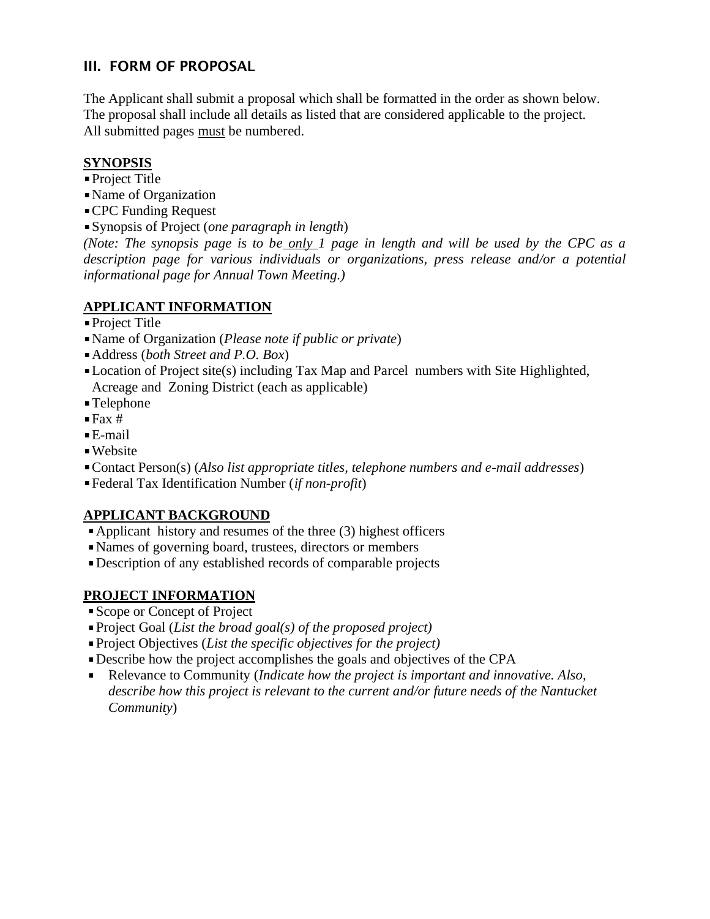## III. FORM OF PROPOSAL

The Applicant shall submit a proposal which shall be formatted in the order as shown below.
The proposal shall include all details as listed that are considered applicable to the project.
All submitted pages <u>must</u> be numbered.

**<u>SYNOPSIS</u>**

- Project Title
- Name of Organization
- CPC Funding Request
- Synopsis of Project (*one paragraph in length*)

*(Note: The synopsis page is to be <u>only</u> 1 page in length and will be used by the CPC as a description page for various individuals or organizations, press release and/or a potential informational page for Annual Town Meeting.)*

**<u>APPLICANT INFORMATION</u>**

- Project Title
- Name of Organization (*Please note if public or private*)
- Address (*both Street and P.O. Box*)
- Location of Project site(s) including Tax Map and Parcel numbers with Site Highlighted, Acreage and Zoning District (each as applicable)
- Telephone
- Fax #
- E-mail
- Website
- Contact Person(s) (*Also list appropriate titles, telephone numbers and e-mail addresses*)
- Federal Tax Identification Number (*if non-profit*)

**<u>APPLICANT BACKGROUND</u>**

- Applicant history and resumes of the three (3) highest officers
- Names of governing board, trustees, directors or members
- Description of any established records of comparable projects

**<u>PROJECT INFORMATION</u>**

- Scope or Concept of Project
- Project Goal (*List the broad goal(s) of the proposed project)*
- Project Objectives (*List the specific objectives for the project)*
- Describe how the project accomplishes the goals and objectives of the CPA
- Relevance to Community (*Indicate how the project is important and innovative. Also, describe how this project is relevant to the current and/or future needs of the Nantucket Community*)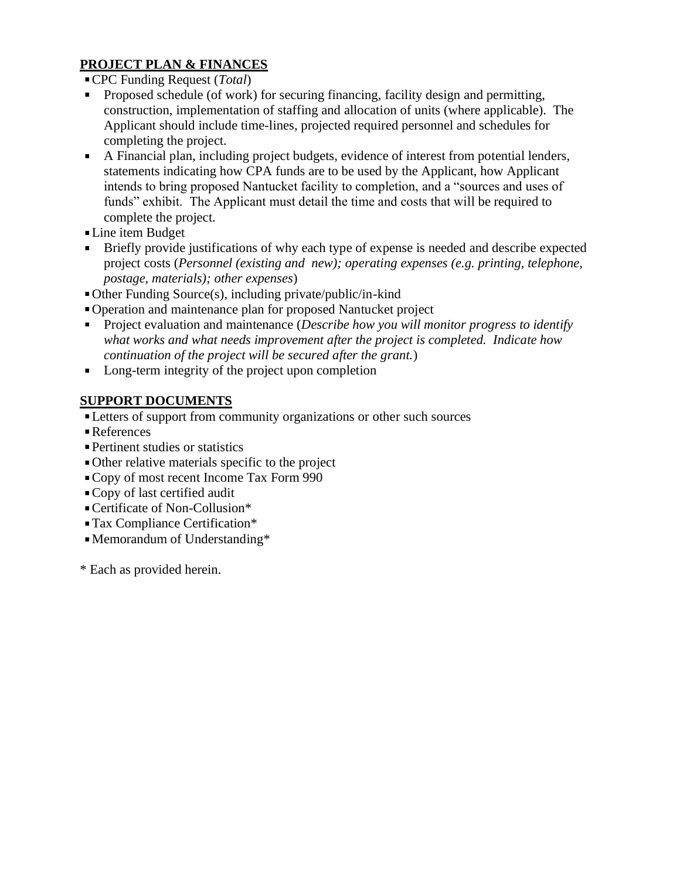## PROJECT PLAN & FINANCES

- CPC Funding Request (*Total*)
- Proposed schedule (of work) for securing financing, facility design and permitting, construction, implementation of staffing and allocation of units (where applicable). The Applicant should include time-lines, projected required personnel and schedules for completing the project.
- A Financial plan, including project budgets, evidence of interest from potential lenders, statements indicating how CPA funds are to be used by the Applicant, how Applicant intends to bring proposed Nantucket facility to completion, and a "sources and uses of funds" exhibit. The Applicant must detail the time and costs that will be required to complete the project.
- Line item Budget
- Briefly provide justifications of why each type of expense is needed and describe expected project costs (*Personnel (existing and new); operating expenses (e.g. printing, telephone, postage, materials); other expenses*)
- Other Funding Source(s), including private/public/in-kind
- Operation and maintenance plan for proposed Nantucket project
- Project evaluation and maintenance (*Describe how you will monitor progress to identify what works and what needs improvement after the project is completed. Indicate how continuation of the project will be secured after the grant.*)
- Long-term integrity of the project upon completion

## SUPPORT DOCUMENTS

- Letters of support from community organizations or other such sources
- References
- Pertinent studies or statistics
- Other relative materials specific to the project
- Copy of most recent Income Tax Form 990
- Copy of last certified audit
- Certificate of Non-Collusion*
- Tax Compliance Certification*
- Memorandum of Understanding*

\* Each as provided herein.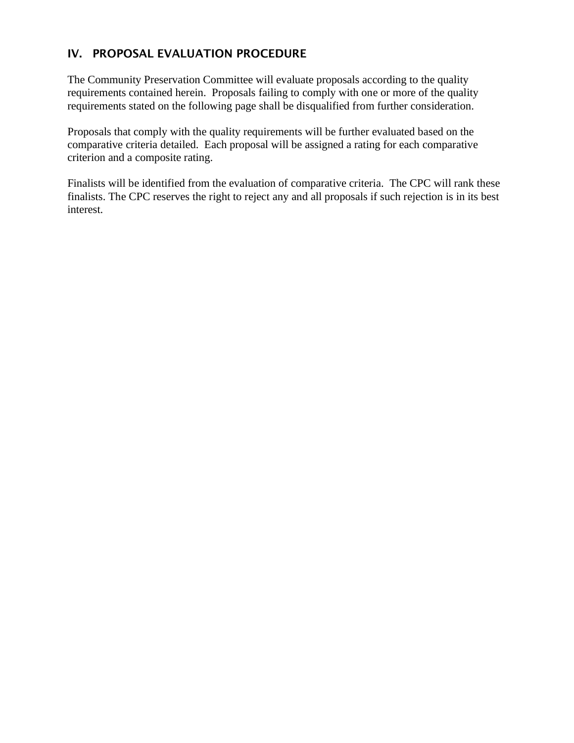## IV. PROPOSAL EVALUATION PROCEDURE

The Community Preservation Committee will evaluate proposals according to the quality requirements contained herein. Proposals failing to comply with one or more of the quality requirements stated on the following page shall be disqualified from further consideration.

Proposals that comply with the quality requirements will be further evaluated based on the comparative criteria detailed. Each proposal will be assigned a rating for each comparative criterion and a composite rating.

Finalists will be identified from the evaluation of comparative criteria. The CPC will rank these finalists. The CPC reserves the right to reject any and all proposals if such rejection is in its best interest.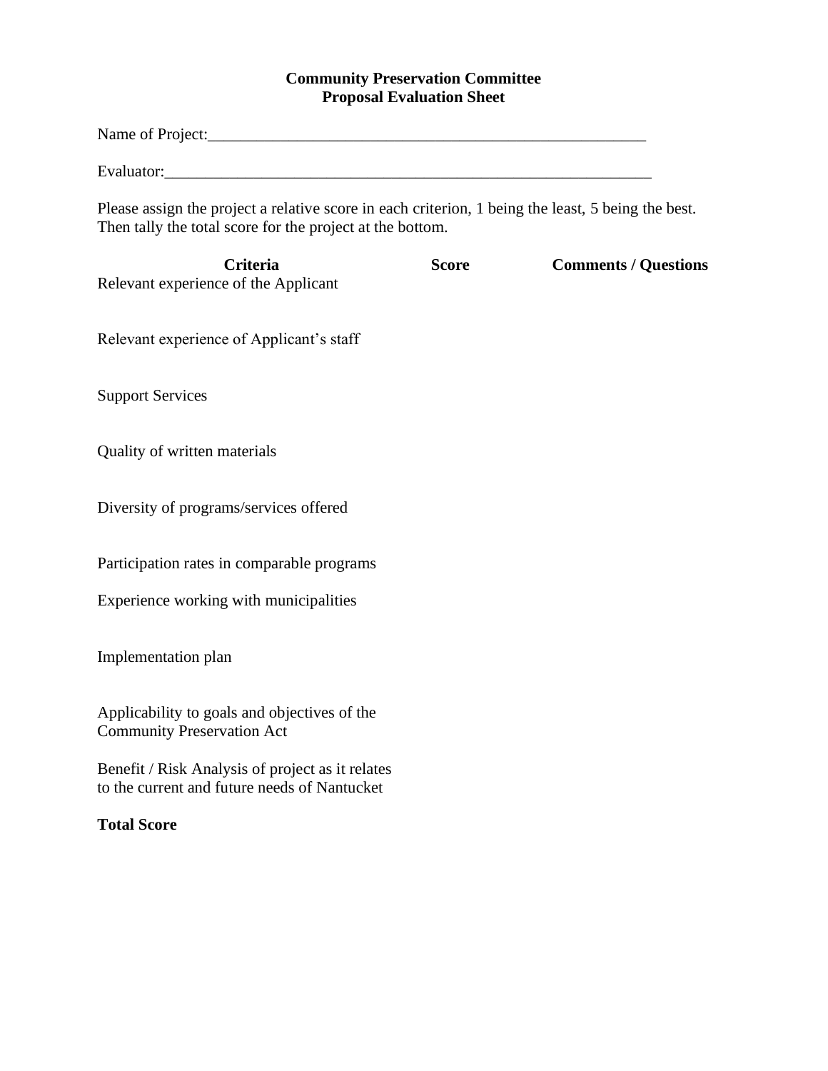**Community Preservation Committee**
**Proposal Evaluation Sheet**

Name of Project:_______________________________________________________

Evaluator:____________________________________________________________

Please assign the project a relative score in each criterion, 1 being the least, 5 being the best. Then tally the total score for the project at the bottom.

| Criteria | Score | Comments / Questions |
|---|---|---|
| Relevant experience of the Applicant | | |
| Relevant experience of Applicant's staff | | |
| Support Services | | |
| Quality of written materials | | |
| Diversity of programs/services offered | | |
| Participation rates in comparable programs | | |
| Experience working with municipalities | | |
| Implementation plan | | |
| Applicability to goals and objectives of the Community Preservation Act | | |
| Benefit / Risk Analysis of project as it relates to the current and future needs of Nantucket | | |
| **Total Score** | | |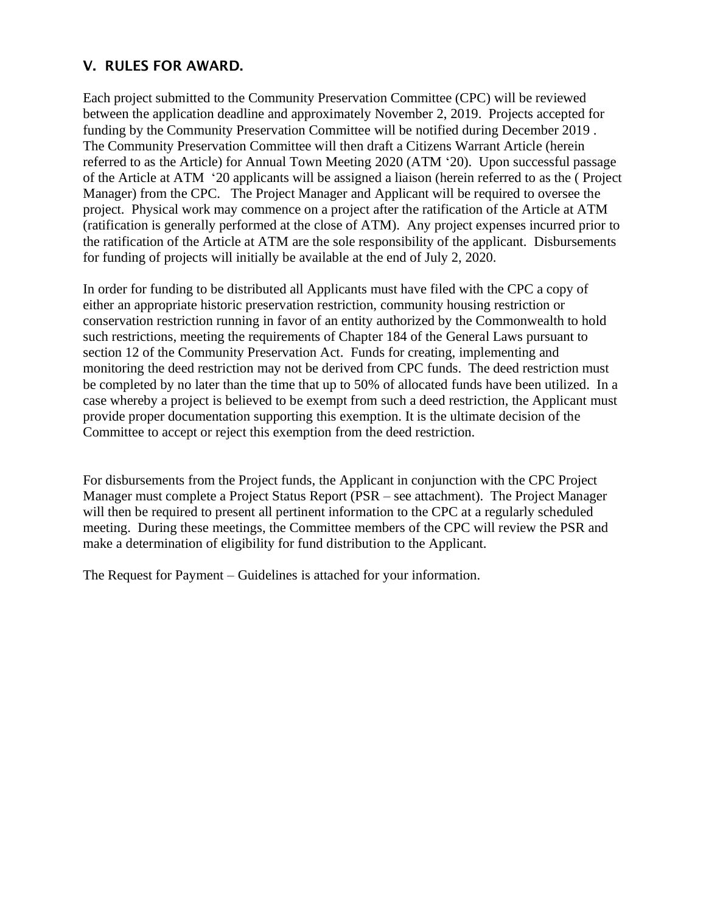## V. RULES FOR AWARD.

Each project submitted to the Community Preservation Committee (CPC) will be reviewed between the application deadline and approximately November 2, 2019. Projects accepted for funding by the Community Preservation Committee will be notified during December 2019 . The Community Preservation Committee will then draft a Citizens Warrant Article (herein referred to as the Article) for Annual Town Meeting 2020 (ATM '20). Upon successful passage of the Article at ATM '20 applicants will be assigned a liaison (herein referred to as the ( Project Manager) from the CPC. The Project Manager and Applicant will be required to oversee the project. Physical work may commence on a project after the ratification of the Article at ATM (ratification is generally performed at the close of ATM). Any project expenses incurred prior to the ratification of the Article at ATM are the sole responsibility of the applicant. Disbursements for funding of projects will initially be available at the end of July 2, 2020.

In order for funding to be distributed all Applicants must have filed with the CPC a copy of either an appropriate historic preservation restriction, community housing restriction or conservation restriction running in favor of an entity authorized by the Commonwealth to hold such restrictions, meeting the requirements of Chapter 184 of the General Laws pursuant to section 12 of the Community Preservation Act. Funds for creating, implementing and monitoring the deed restriction may not be derived from CPC funds. The deed restriction must be completed by no later than the time that up to 50% of allocated funds have been utilized. In a case whereby a project is believed to be exempt from such a deed restriction, the Applicant must provide proper documentation supporting this exemption. It is the ultimate decision of the Committee to accept or reject this exemption from the deed restriction.

For disbursements from the Project funds, the Applicant in conjunction with the CPC Project Manager must complete a Project Status Report (PSR – see attachment). The Project Manager will then be required to present all pertinent information to the CPC at a regularly scheduled meeting. During these meetings, the Committee members of the CPC will review the PSR and make a determination of eligibility for fund distribution to the Applicant.

The Request for Payment – Guidelines is attached for your information.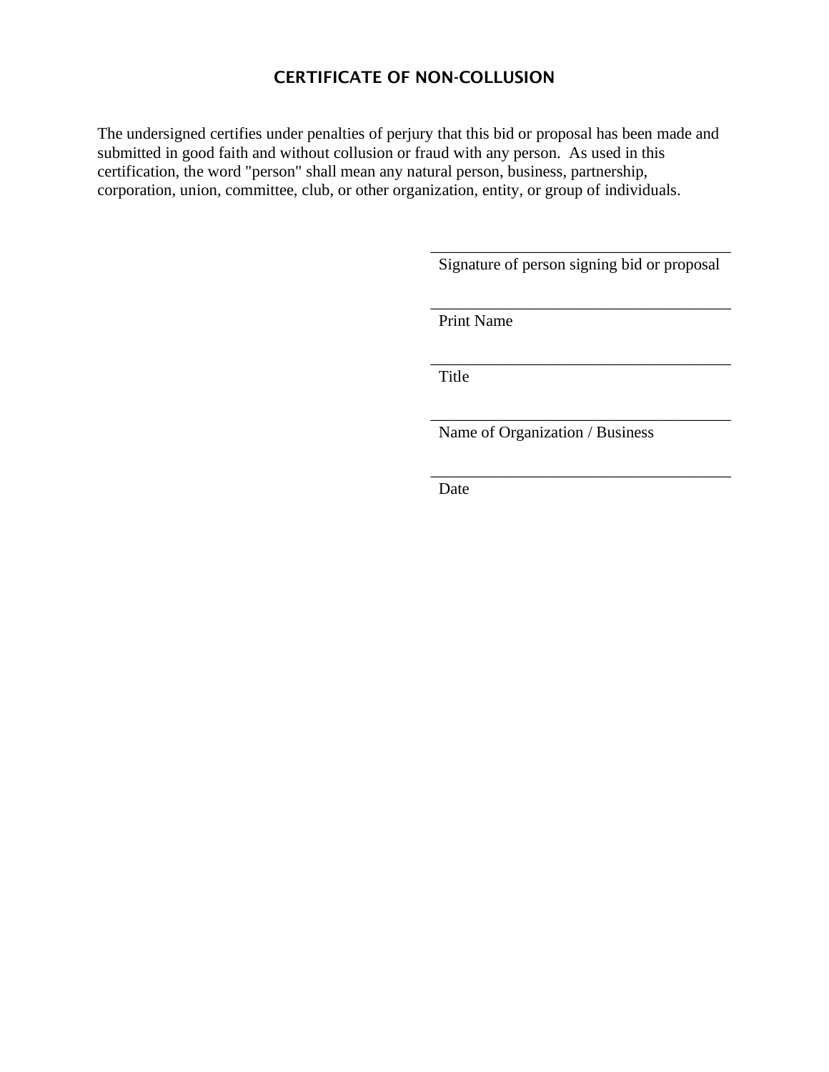# CERTIFICATE OF NON-COLLUSION

The undersigned certifies under penalties of perjury that this bid or proposal has been made and submitted in good faith and without collusion or fraud with any person. As used in this certification, the word "person" shall mean any natural person, business, partnership, corporation, union, committee, club, or other organization, entity, or group of individuals.

\_\_\_\_\_\_\_\_\_\_\_\_\_\_\_\_\_\_\_\_\_\_\_\_\_\_\_\_\_\_\_\_\_\_\_\_\_\_
Signature of person signing bid or proposal

\_\_\_\_\_\_\_\_\_\_\_\_\_\_\_\_\_\_\_\_\_\_\_\_\_\_\_\_\_\_\_\_\_\_\_\_\_\_
Print Name

\_\_\_\_\_\_\_\_\_\_\_\_\_\_\_\_\_\_\_\_\_\_\_\_\_\_\_\_\_\_\_\_\_\_\_\_\_\_
Title

\_\_\_\_\_\_\_\_\_\_\_\_\_\_\_\_\_\_\_\_\_\_\_\_\_\_\_\_\_\_\_\_\_\_\_\_\_\_
Name of Organization / Business

\_\_\_\_\_\_\_\_\_\_\_\_\_\_\_\_\_\_\_\_\_\_\_\_\_\_\_\_\_\_\_\_\_\_\_\_\_\_
Date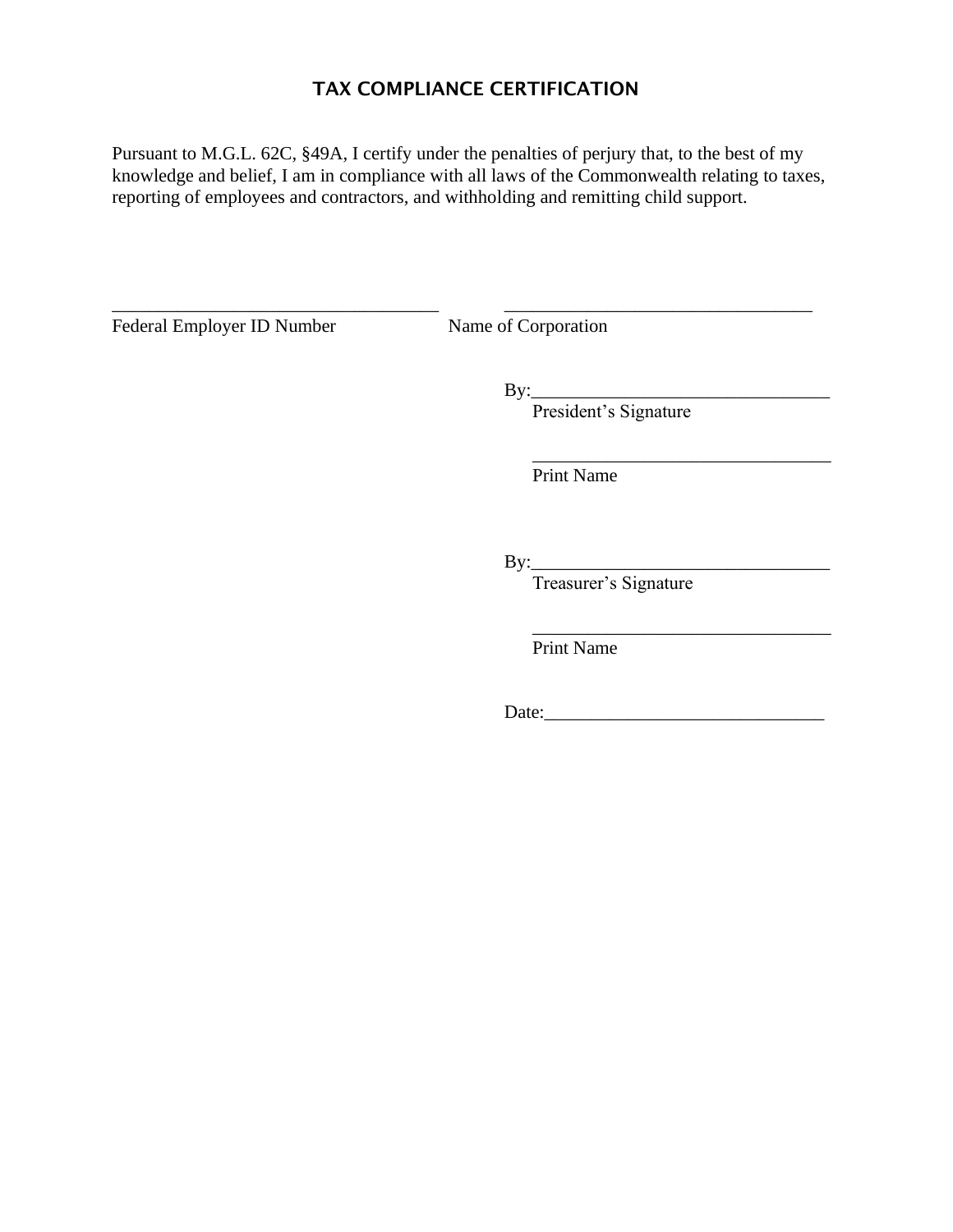# TAX COMPLIANCE CERTIFICATION

Pursuant to M.G.L. 62C, §49A, I certify under the penalties of perjury that, to the best of my knowledge and belief, I am in compliance with all laws of the Commonwealth relating to taxes, reporting of employees and contractors, and withholding and remitting child support.

\_\_\_\_\_\_\_\_\_\_\_\_\_\_\_\_\_\_\_\_\_\_\_\_\_\_\_\_\_\_\_\_\_\_\_\_
Federal Employer ID Number

\_\_\_\_\_\_\_\_\_\_\_\_\_\_\_\_\_\_\_\_\_\_\_\_\_\_\_\_\_\_\_\_\_\_\_\_
Name of Corporation

By:\_\_\_\_\_\_\_\_\_\_\_\_\_\_\_\_\_\_\_\_\_\_\_\_\_\_\_\_\_\_\_\_\_
President's Signature

\_\_\_\_\_\_\_\_\_\_\_\_\_\_\_\_\_\_\_\_\_\_\_\_\_\_\_\_\_\_\_\_\_
Print Name

By:\_\_\_\_\_\_\_\_\_\_\_\_\_\_\_\_\_\_\_\_\_\_\_\_\_\_\_\_\_\_\_\_\_
Treasurer's Signature

\_\_\_\_\_\_\_\_\_\_\_\_\_\_\_\_\_\_\_\_\_\_\_\_\_\_\_\_\_\_\_\_\_
Print Name

Date:\_\_\_\_\_\_\_\_\_\_\_\_\_\_\_\_\_\_\_\_\_\_\_\_\_\_\_\_\_\_\_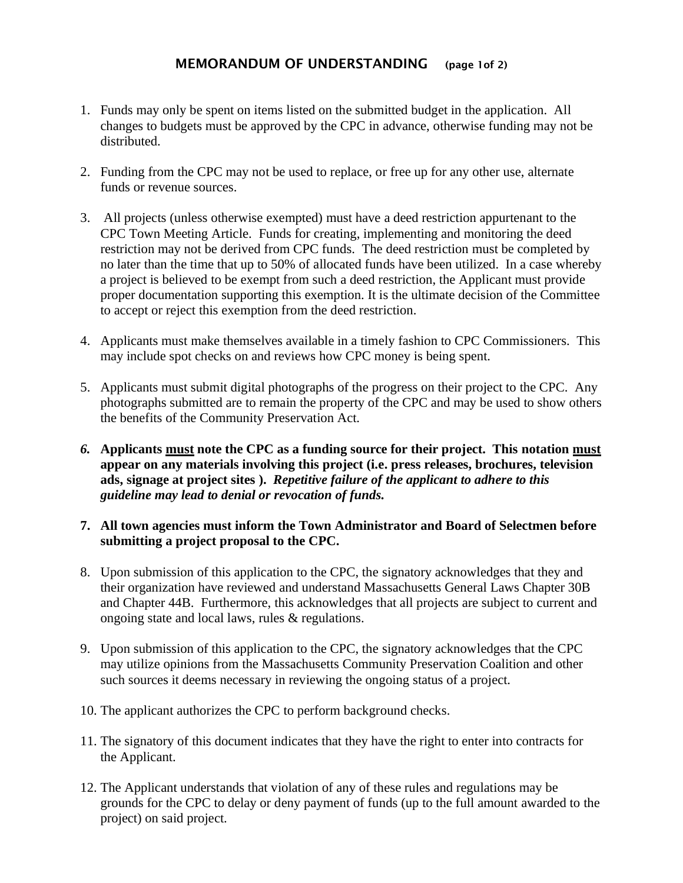## MEMORANDUM OF UNDERSTANDING (page 1of 2)

1. Funds may only be spent on items listed on the submitted budget in the application. All changes to budgets must be approved by the CPC in advance, otherwise funding may not be distributed.

2. Funding from the CPC may not be used to replace, or free up for any other use, alternate funds or revenue sources.

3. All projects (unless otherwise exempted) must have a deed restriction appurtenant to the CPC Town Meeting Article. Funds for creating, implementing and monitoring the deed restriction may not be derived from CPC funds. The deed restriction must be completed by no later than the time that up to 50% of allocated funds have been utilized. In a case whereby a project is believed to be exempt from such a deed restriction, the Applicant must provide proper documentation supporting this exemption. It is the ultimate decision of the Committee to accept or reject this exemption from the deed restriction.

4. Applicants must make themselves available in a timely fashion to CPC Commissioners. This may include spot checks on and reviews how CPC money is being spent.

5. Applicants must submit digital photographs of the progress on their project to the CPC. Any photographs submitted are to remain the property of the CPC and may be used to show others the benefits of the Community Preservation Act.

6. **Applicants <u>must</u> note the CPC as a funding source for their project. This notation <u>must</u> appear on any materials involving this project (i.e. press releases, brochures, television ads, signage at project sites ).** ***Repetitive failure of the applicant to adhere to this guideline may lead to denial or revocation of funds.***

7. **All town agencies must inform the Town Administrator and Board of Selectmen before submitting a project proposal to the CPC.**

8. Upon submission of this application to the CPC, the signatory acknowledges that they and their organization have reviewed and understand Massachusetts General Laws Chapter 30B and Chapter 44B. Furthermore, this acknowledges that all projects are subject to current and ongoing state and local laws, rules & regulations.

9. Upon submission of this application to the CPC, the signatory acknowledges that the CPC may utilize opinions from the Massachusetts Community Preservation Coalition and other such sources it deems necessary in reviewing the ongoing status of a project.

10. The applicant authorizes the CPC to perform background checks.

11. The signatory of this document indicates that they have the right to enter into contracts for the Applicant.

12. The Applicant understands that violation of any of these rules and regulations may be grounds for the CPC to delay or deny payment of funds (up to the full amount awarded to the project) on said project.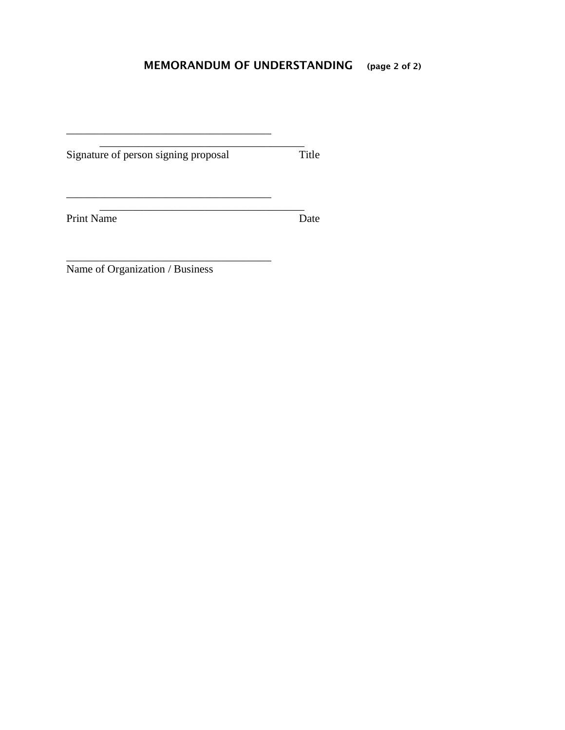## MEMORANDUM OF UNDERSTANDING (page 2 of 2)

\_\_\_\_\_\_\_\_\_\_\_\_\_\_\_\_\_\_\_\_\_\_\_\_\_\_\_\_\_\_\_\_\_\_\_\_\_\_ \_\_\_\_\_\_\_\_\_\_\_\_\_\_\_\_\_\_\_\_\_\_\_\_\_\_\_\_\_\_\_\_\_\_\_\_\_\_

Signature of person signing proposal Title

\_\_\_\_\_\_\_\_\_\_\_\_\_\_\_\_\_\_\_\_\_\_\_\_\_\_\_\_\_\_\_\_\_\_\_\_\_\_ \_\_\_\_\_\_\_\_\_\_\_\_\_\_\_\_\_\_\_\_\_\_\_\_\_\_\_\_\_\_\_\_\_\_\_\_\_\_

Print Name Date

\_\_\_\_\_\_\_\_\_\_\_\_\_\_\_\_\_\_\_\_\_\_\_\_\_\_\_\_\_\_\_\_\_\_\_\_\_\_

Name of Organization / Business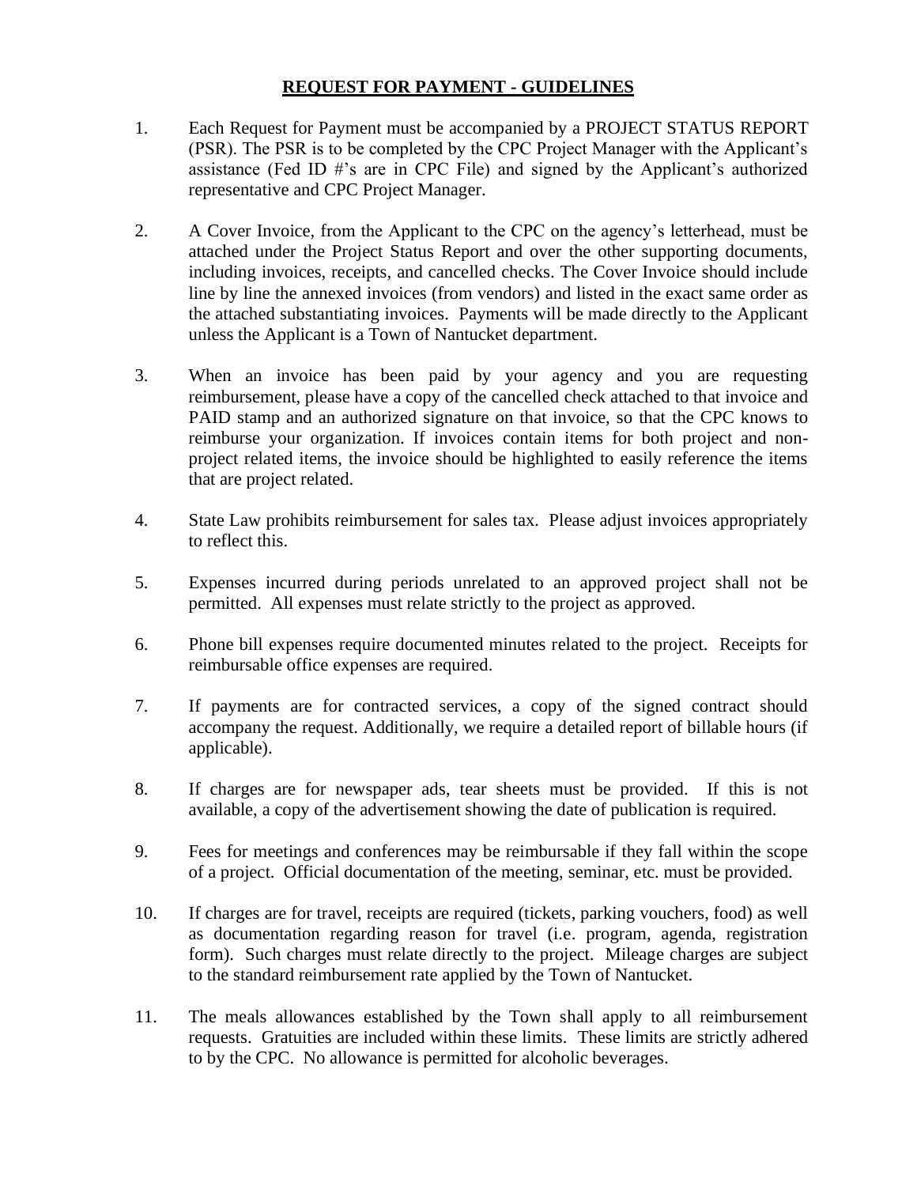## REQUEST FOR PAYMENT - GUIDELINES

1. Each Request for Payment must be accompanied by a PROJECT STATUS REPORT (PSR). The PSR is to be completed by the CPC Project Manager with the Applicant's assistance (Fed ID #'s are in CPC File) and signed by the Applicant's authorized representative and CPC Project Manager.

2. A Cover Invoice, from the Applicant to the CPC on the agency's letterhead, must be attached under the Project Status Report and over the other supporting documents, including invoices, receipts, and cancelled checks. The Cover Invoice should include line by line the annexed invoices (from vendors) and listed in the exact same order as the attached substantiating invoices. Payments will be made directly to the Applicant unless the Applicant is a Town of Nantucket department.

3. When an invoice has been paid by your agency and you are requesting reimbursement, please have a copy of the cancelled check attached to that invoice and PAID stamp and an authorized signature on that invoice, so that the CPC knows to reimburse your organization. If invoices contain items for both project and non-project related items, the invoice should be highlighted to easily reference the items that are project related.

4. State Law prohibits reimbursement for sales tax. Please adjust invoices appropriately to reflect this.

5. Expenses incurred during periods unrelated to an approved project shall not be permitted. All expenses must relate strictly to the project as approved.

6. Phone bill expenses require documented minutes related to the project. Receipts for reimbursable office expenses are required.

7. If payments are for contracted services, a copy of the signed contract should accompany the request. Additionally, we require a detailed report of billable hours (if applicable).

8. If charges are for newspaper ads, tear sheets must be provided. If this is not available, a copy of the advertisement showing the date of publication is required.

9. Fees for meetings and conferences may be reimbursable if they fall within the scope of a project. Official documentation of the meeting, seminar, etc. must be provided.

10. If charges are for travel, receipts are required (tickets, parking vouchers, food) as well as documentation regarding reason for travel (i.e. program, agenda, registration form). Such charges must relate directly to the project. Mileage charges are subject to the standard reimbursement rate applied by the Town of Nantucket.

11. The meals allowances established by the Town shall apply to all reimbursement requests. Gratuities are included within these limits. These limits are strictly adhered to by the CPC. No allowance is permitted for alcoholic beverages.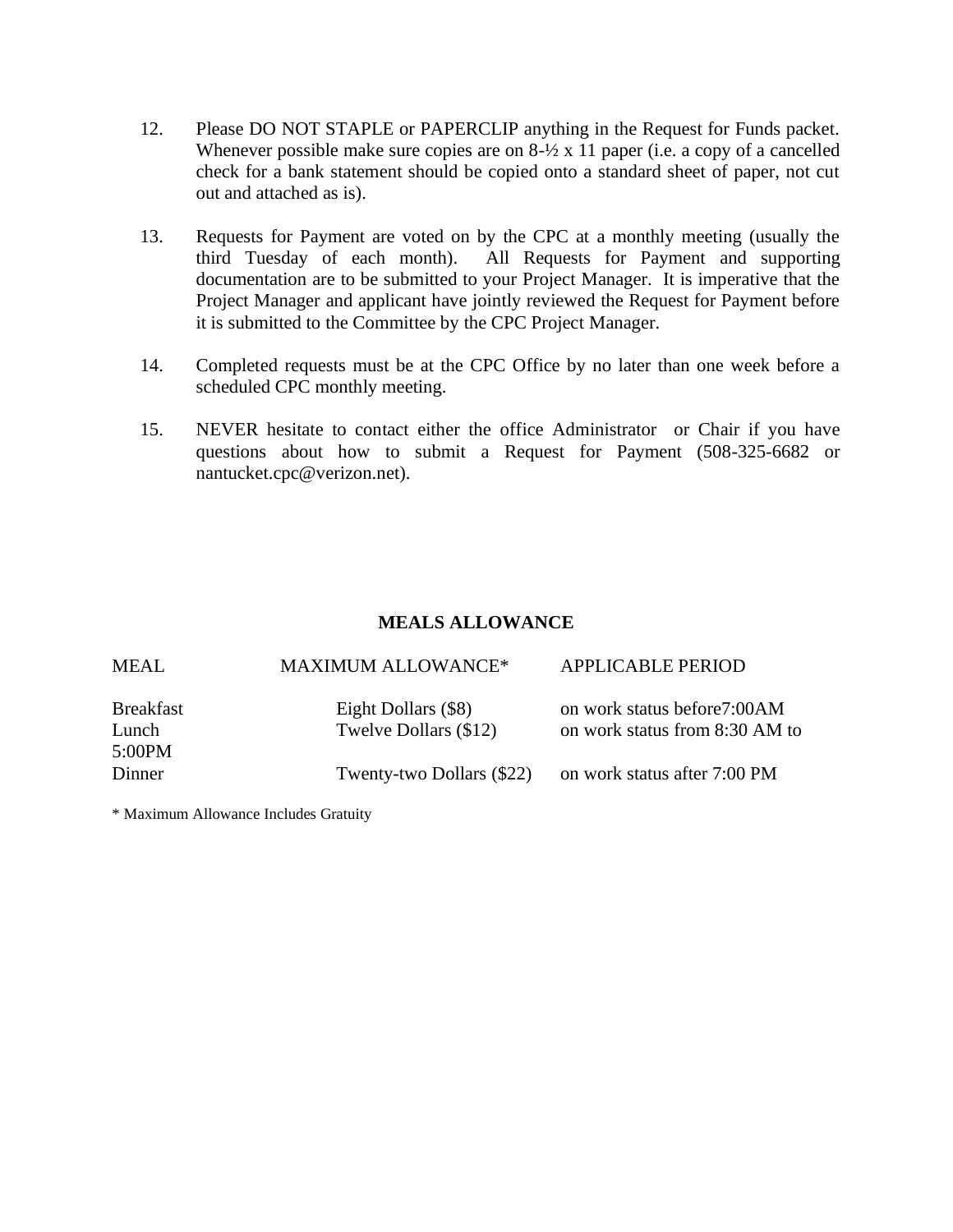12. Please DO NOT STAPLE or PAPERCLIP anything in the Request for Funds packet. Whenever possible make sure copies are on 8-½ x 11 paper (i.e. a copy of a cancelled check for a bank statement should be copied onto a standard sheet of paper, not cut out and attached as is).

13. Requests for Payment are voted on by the CPC at a monthly meeting (usually the third Tuesday of each month). All Requests for Payment and supporting documentation are to be submitted to your Project Manager. It is imperative that the Project Manager and applicant have jointly reviewed the Request for Payment before it is submitted to the Committee by the CPC Project Manager.

14. Completed requests must be at the CPC Office by no later than one week before a scheduled CPC monthly meeting.

15. NEVER hesitate to contact either the office Administrator or Chair if you have questions about how to submit a Request for Payment (508-325-6682 or nantucket.cpc@verizon.net).

## MEALS ALLOWANCE

| MEAL | MAXIMUM ALLOWANCE* | APPLICABLE PERIOD |
|---|---|---|
| Breakfast | Eight Dollars ($8) | on work status before7:00AM |
| Lunch | Twelve Dollars ($12) | on work status from 8:30 AM to 5:00PM |
| Dinner | Twenty-two Dollars ($22) | on work status after 7:00 PM |

* Maximum Allowance Includes Gratuity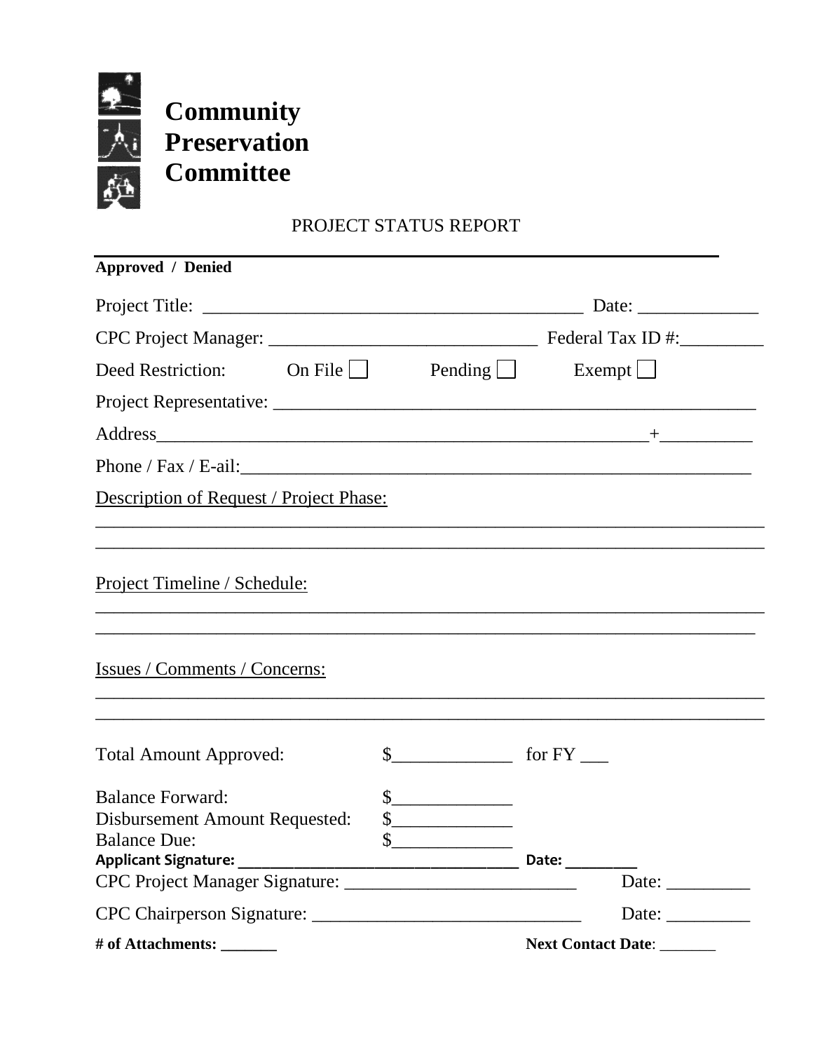# Community Preservation Committee

PROJECT STATUS REPORT

**Approved / Denied**

Project Title: ________________________________________ Date: _____________

CPC Project Manager: ____________________________ Federal Tax ID #:_________

Deed Restriction: On File ☐ Pending ☐ Exempt ☐

Project Representative: ____________________________________________________

Address______________________________________________________+__________

Phone / Fax / E-ail:________________________________________________________

Description of Request / Project Phase:

_____________________________________________________________________________

_____________________________________________________________________________

Project Timeline / Schedule:

_____________________________________________________________________________

_____________________________________________________________________________

Issues / Comments / Concerns:

_____________________________________________________________________________

_____________________________________________________________________________

Total Amount Approved: $_____________ for FY ___

Balance Forward: $_____________

Disbursement Amount Requested: $_____________

Balance Due: $_____________

**Applicant Signature: _________________________________ Date: _________**

CPC Project Manager Signature: ________________________ Date: _________

CPC Chairperson Signature: ____________________________ Date: _________

**# of Attachments: _______** **Next Contact Date**: _______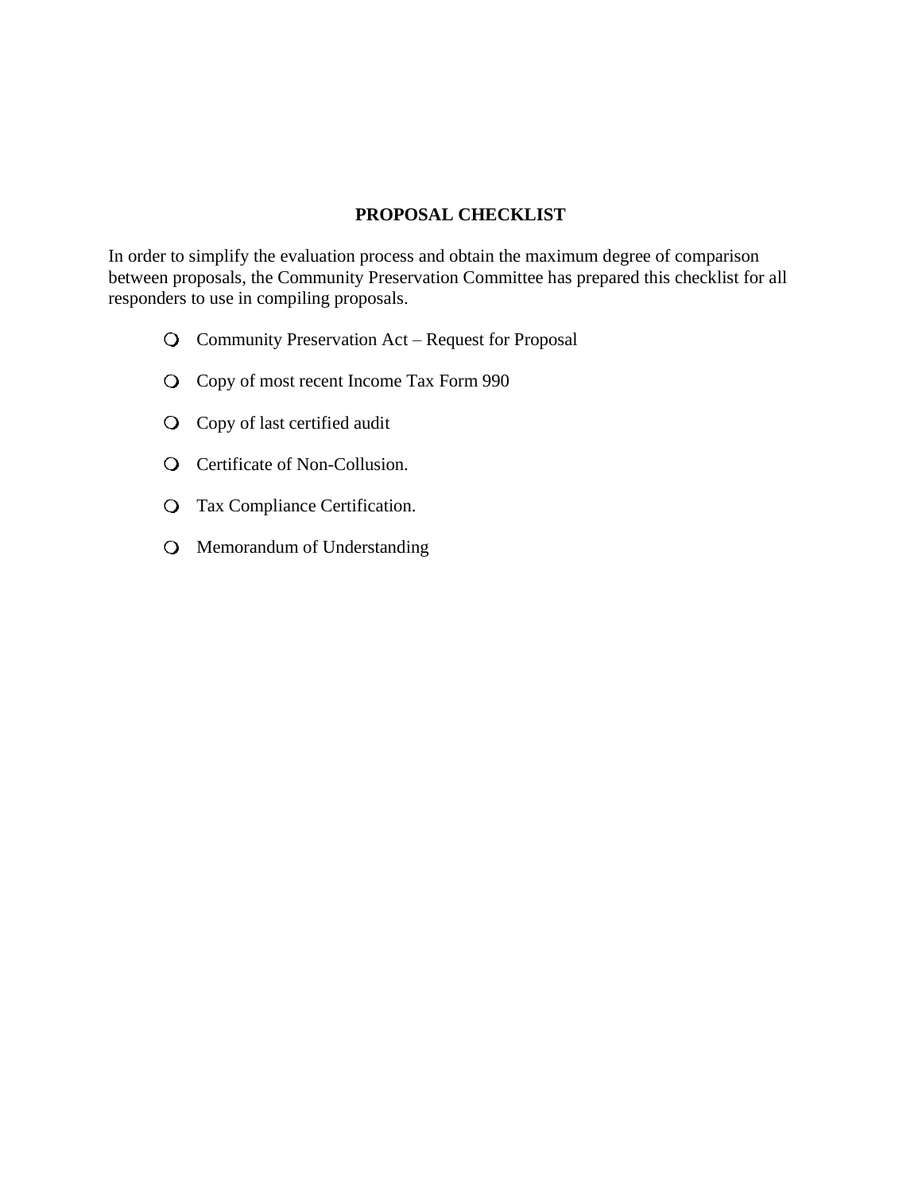## PROPOSAL CHECKLIST

In order to simplify the evaluation process and obtain the maximum degree of comparison between proposals, the Community Preservation Committee has prepared this checklist for all responders to use in compiling proposals.

- Community Preservation Act – Request for Proposal
- Copy of most recent Income Tax Form 990
- Copy of last certified audit
- Certificate of Non-Collusion.
- Tax Compliance Certification.
- Memorandum of Understanding